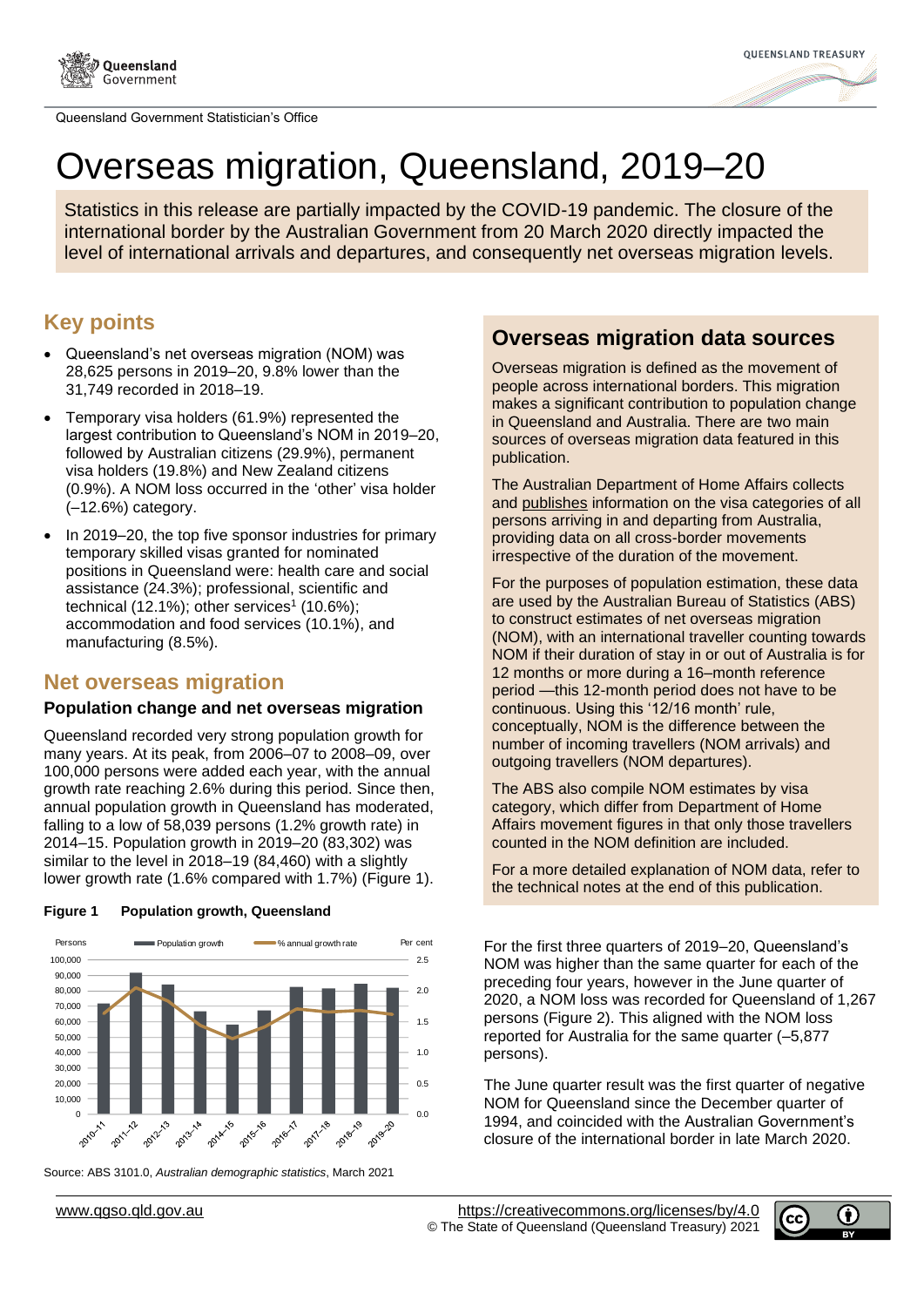Queensland Government Statistician's Office

# Overseas migration, Queensland, 2019–20

Statistics in this release are partially impacted by the COVID-19 pandemic. The closure of the international border by the Australian Government from 20 March 2020 directly impacted the level of international arrivals and departures, and consequently net overseas migration levels.

## Key points

- Queensland's net overseas migration (NOM) was 28,625 persons in 2019–20, 9.8% lower than the 31,749 recorded in 2018–19.
- Temporary visa holders (61.9%) represented the largest contribution to Queensland's NOM in 2019–20, followed by Australian citizens (29.9%), permanent visa holders (19.8%) and New Zealand citizens (0.9%). A NOM loss occurred in the 'other' visa holder (–12.6%) category.
- In 2019–20, the top five sponsor industries for primary temporary skilled visas granted for nominated positions in Queensland were: health care and social assistance (24.3%); professional, scientific and technical (12.1%); other services[1] (10.6%); accommodation and food services (10.1%), and manufacturing (8.5%).

## Net overseas migration

### Population change and net overseas migration

Queensland recorded very strong population growth for many years. At its peak, from 2006–07 to 2008–09, over 100,000 persons were added each year, with the annual growth rate reaching 2.6% during this period. Since then, annual population growth in Queensland has moderated, falling to a low of 58,039 persons (1.2% growth rate) in 2014–15. Population growth in 2019–20 (83,302) was similar to the level in 2018–19 (84,460) with a slightly lower growth rate (1.6% compared with 1.7%) (Figure 1).

**Figure 1 Population growth, Queensland**

Source: ABS 3101.0, *Australian demographic statistics*, March 2021

## Overseas migration data sources

Overseas migration is defined as the movement of people across international borders. This migration makes a significant contribution to population change in Queensland and Australia. There are two main sources of overseas migration data featured in this publication.

The Australian Department of Home Affairs collects and publishes information on the visa categories of all persons arriving in and departing from Australia, providing data on all cross-border movements irrespective of the duration of the movement.

For the purposes of population estimation, these data are used by the Australian Bureau of Statistics (ABS) to construct estimates of net overseas migration (NOM), with an international traveller counting towards NOM if their duration of stay in or out of Australia is for 12 months or more during a 16–month reference period —this 12-month period does not have to be continuous. Using this '12/16 month' rule, conceptually, NOM is the difference between the number of incoming travellers (NOM arrivals) and outgoing travellers (NOM departures).

The ABS also compile NOM estimates by visa category, which differ from Department of Home Affairs movement figures in that only those travellers counted in the NOM definition are included.

For a more detailed explanation of NOM data, refer to the technical notes at the end of this publication.

For the first three quarters of 2019–20, Queensland's NOM was higher than the same quarter for each of the preceding four years, however in the June quarter of 2020, a NOM loss was recorded for Queensland of 1,267 persons (Figure 2). This aligned with the NOM loss reported for Australia for the same quarter (–5,877 persons).

The June quarter result was the first quarter of negative NOM for Queensland since the December quarter of 1994, and coincided with the Australian Government's closure of the international border in late March 2020.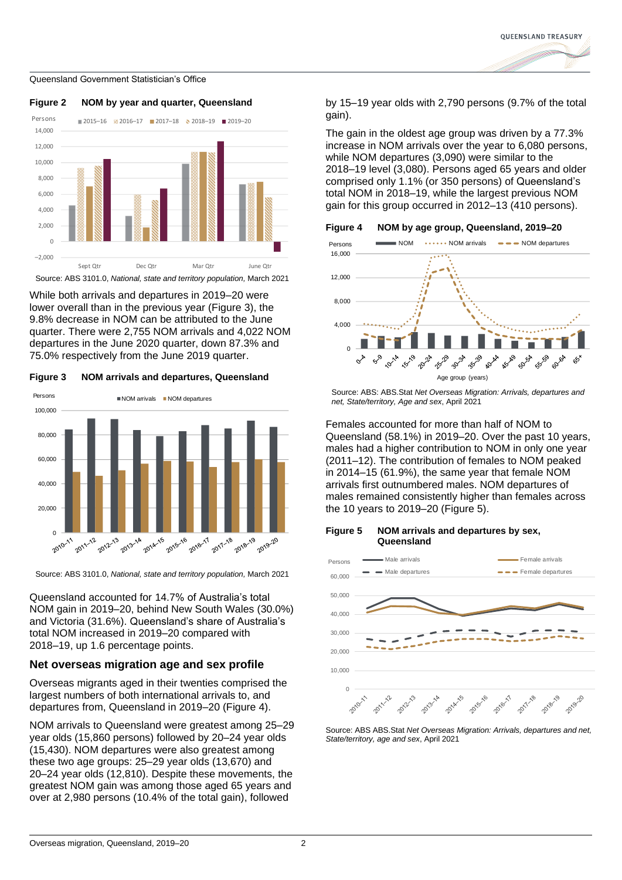**Figure 2 NOM by year and quarter, Queensland**

Source: ABS 3101.0, *National, state and territory population*, March 2021

While both arrivals and departures in 2019–20 were lower overall than in the previous year (Figure 3), the 9.8% decrease in NOM can be attributed to the June quarter. There were 2,755 NOM arrivals and 4,022 NOM departures in the June 2020 quarter, down 87.3% and 75.0% respectively from the June 2019 quarter.

**Figure 3 NOM arrivals and departures, Queensland**

Source: ABS 3101.0, *National, state and territory population*, March 2021

Queensland accounted for 14.7% of Australia's total NOM gain in 2019–20, behind New South Wales (30.0%) and Victoria (31.6%). Queensland's share of Australia's total NOM increased in 2019–20 compared with 2018–19, up 1.6 percentage points.

## Net overseas migration age and sex profile

Overseas migrants aged in their twenties comprised the largest numbers of both international arrivals to, and departures from, Queensland in 2019–20 (Figure 4).

NOM arrivals to Queensland were greatest among 25–29 year olds (15,860 persons) followed by 20–24 year olds (15,430). NOM departures were also greatest among these two age groups: 25–29 year olds (13,670) and 20–24 year olds (12,810). Despite these movements, the greatest NOM gain was among those aged 65 years and over at 2,980 persons (10.4% of the total gain), followed by 15–19 year olds with 2,790 persons (9.7% of the total gain).

The gain in the oldest age group was driven by a 77.3% increase in NOM arrivals over the year to 6,080 persons, while NOM departures (3,090) were similar to the 2018–19 level (3,080). Persons aged 65 years and older comprised only 1.1% (or 350 persons) of Queensland's total NOM in 2018–19, while the largest previous NOM gain for this group occurred in 2012–13 (410 persons).

**Figure 4 NOM by age group, Queensland, 2019–20**

Source: ABS: ABS.Stat *Net Overseas Migration: Arrivals, departures and net, State/territory, Age and sex*, April 2021

Females accounted for more than half of NOM to Queensland (58.1%) in 2019–20. Over the past 10 years, males had a higher contribution to NOM in only one year (2011–12). The contribution of females to NOM peaked in 2014–15 (61.9%), the same year that female NOM arrivals first outnumbered males. NOM departures of males remained consistently higher than females across the 10 years to 2019–20 (Figure 5).

**Figure 5 NOM arrivals and departures by sex, Queensland**

Source: ABS ABS.Stat *Net Overseas Migration: Arrivals, departures and net, State/territory, age and sex*, April 2021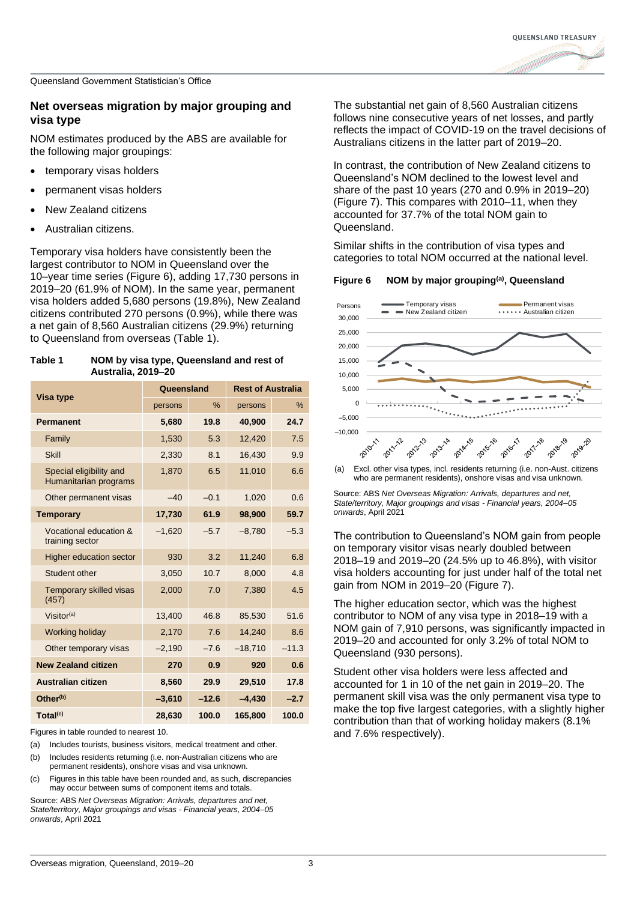Queensland Government Statistician's Office

## Net overseas migration by major grouping and visa type

NOM estimates produced by the ABS are available for the following major groupings:

- temporary visas holders
- permanent visas holders
- New Zealand citizens
- Australian citizens.

Temporary visa holders have consistently been the largest contributor to NOM in Queensland over the 10–year time series (Figure 6), adding 17,730 persons in 2019–20 (61.9% of NOM). In the same year, permanent visa holders added 5,680 persons (19.8%), New Zealand citizens contributed 270 persons (0.9%), while there was a net gain of 8,560 Australian citizens (29.9%) returning to Queensland from overseas (Table 1).

**Table 1 NOM by visa type, Queensland and rest of Australia, 2019–20**

| Visa type | Queensland | | Rest of Australia | |
|---|---|---|---|---|
| | persons | % | persons | % |
| **Permanent** | **5,680** | **19.8** | **40,900** | **24.7** |
| Family | 1,530 | 5.3 | 12,420 | 7.5 |
| Skill | 2,330 | 8.1 | 16,430 | 9.9 |
| Special eligibility and Humanitarian programs | 1,870 | 6.5 | 11,010 | 6.6 |
| Other permanent visas | –40 | –0.1 | 1,020 | 0.6 |
| **Temporary** | **17,730** | **61.9** | **98,900** | **59.7** |
| Vocational education & training sector | –1,620 | –5.7 | –8,780 | –5.3 |
| Higher education sector | 930 | 3.2 | 11,240 | 6.8 |
| Student other | 3,050 | 10.7 | 8,000 | 4.8 |
| Temporary skilled visas (457) | 2,000 | 7.0 | 7,380 | 4.5 |
| Visitor[a] | 13,400 | 46.8 | 85,530 | 51.6 |
| Working holiday | 2,170 | 7.6 | 14,240 | 8.6 |
| Other temporary visas | –2,190 | –7.6 | –18,710 | –11.3 |
| **New Zealand citizen** | **270** | **0.9** | **920** | **0.6** |
| **Australian citizen** | **8,560** | **29.9** | **29,510** | **17.8** |
| **Other[b]** | **–3,610** | **–12.6** | **–4,430** | **–2.7** |
| **Total[c]** | **28,630** | **100.0** | **165,800** | **100.0** |

Figures in table rounded to nearest 10.

(a) Includes tourists, business visitors, medical treatment and other.

(b) Includes residents returning (i.e. non-Australian citizens who are permanent residents), onshore visas and visa unknown.

(c) Figures in this table have been rounded and, as such, discrepancies may occur between sums of component items and totals.

Source: ABS *Net Overseas Migration: Arrivals, departures and net, State/territory, Major groupings and visas - Financial years, 2004–05 onwards*, April 2021

The substantial net gain of 8,560 Australian citizens follows nine consecutive years of net losses, and partly reflects the impact of COVID-19 on the travel decisions of Australians citizens in the latter part of 2019–20.

In contrast, the contribution of New Zealand citizens to Queensland's NOM declined to the lowest level and share of the past 10 years (270 and 0.9% in 2019–20) (Figure 7). This compares with 2010–11, when they accounted for 37.7% of the total NOM gain to Queensland.

Similar shifts in the contribution of visa types and categories to total NOM occurred at the national level.

**Figure 6 NOM by major grouping[(a)], Queensland**

(a) Excl. other visa types, incl. residents returning (i.e. non-Aust. citizens who are permanent residents), onshore visas and visa unknown.

Source: ABS *Net Overseas Migration: Arrivals, departures and net, State/territory, Major groupings and visas - Financial years, 2004–05 onwards*, April 2021

The contribution to Queensland's NOM gain from people on temporary visitor visas nearly doubled between 2018–19 and 2019–20 (24.5% up to 46.8%), with visitor visa holders accounting for just under half of the total net gain from NOM in 2019–20 (Figure 7).

The higher education sector, which was the highest contributor to NOM of any visa type in 2018–19 with a NOM gain of 7,910 persons, was significantly impacted in 2019–20 and accounted for only 3.2% of total NOM to Queensland (930 persons).

Student other visa holders were less affected and accounted for 1 in 10 of the net gain in 2019–20. The permanent skill visa was the only permanent visa type to make the top five largest categories, with a slightly higher contribution than that of working holiday makers (8.1% and 7.6% respectively).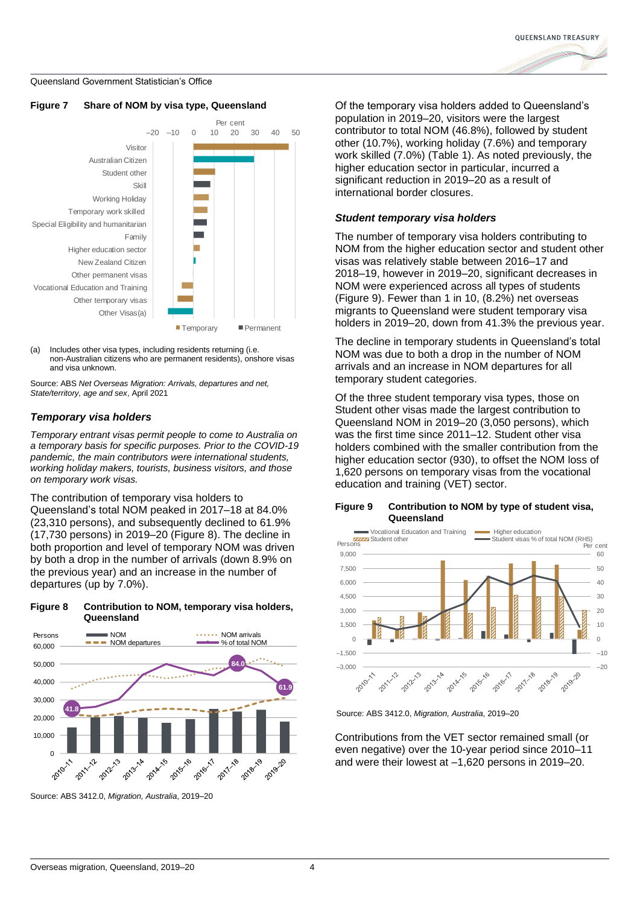**Figure 7 Share of NOM by visa type, Queensland**

(a) Includes other visa types, including residents returning (i.e. non-Australian citizens who are permanent residents), onshore visas and visa unknown.

Source: ABS *Net Overseas Migration: Arrivals, departures and net, State/territory, age and sex*, April 2021

### *Temporary visa holders*

*Temporary entrant visas permit people to come to Australia on a temporary basis for specific purposes. Prior to the COVID-19 pandemic, the main contributors were international students, working holiday makers, tourists, business visitors, and those on temporary work visas.*

The contribution of temporary visa holders to Queensland's total NOM peaked in 2017–18 at 84.0% (23,310 persons), and subsequently declined to 61.9% (17,730 persons) in 2019–20 (Figure 8). The decline in both proportion and level of temporary NOM was driven by both a drop in the number of arrivals (down 8.9% on the previous year) and an increase in the number of departures (up by 7.0%).

**Figure 8 Contribution to NOM, temporary visa holders, Queensland**

Source: ABS 3412.0, *Migration, Australia*, 2019–20

Of the temporary visa holders added to Queensland's population in 2019–20, visitors were the largest contributor to total NOM (46.8%), followed by student other (10.7%), working holiday (7.6%) and temporary work skilled (7.0%) (Table 1). As noted previously, the higher education sector in particular, incurred a significant reduction in 2019–20 as a result of international border closures.

### *Student temporary visa holders*

The number of temporary visa holders contributing to NOM from the higher education sector and student other visas was relatively stable between 2016–17 and 2018–19, however in 2019–20, significant decreases in NOM were experienced across all types of students (Figure 9). Fewer than 1 in 10, (8.2%) net overseas migrants to Queensland were student temporary visa holders in 2019–20, down from 41.3% the previous year.

The decline in temporary students in Queensland's total NOM was due to both a drop in the number of NOM arrivals and an increase in NOM departures for all temporary student categories.

Of the three student temporary visa types, those on Student other visas made the largest contribution to Queensland NOM in 2019–20 (3,050 persons), which was the first time since 2011–12. Student other visa holders combined with the smaller contribution from the higher education sector (930), to offset the NOM loss of 1,620 persons on temporary visas from the vocational education and training (VET) sector.

**Figure 9 Contribution to NOM by type of student visa, Queensland**

Source: ABS 3412.0, *Migration, Australia*, 2019–20

Contributions from the VET sector remained small (or even negative) over the 10-year period since 2010–11 and were their lowest at –1,620 persons in 2019–20.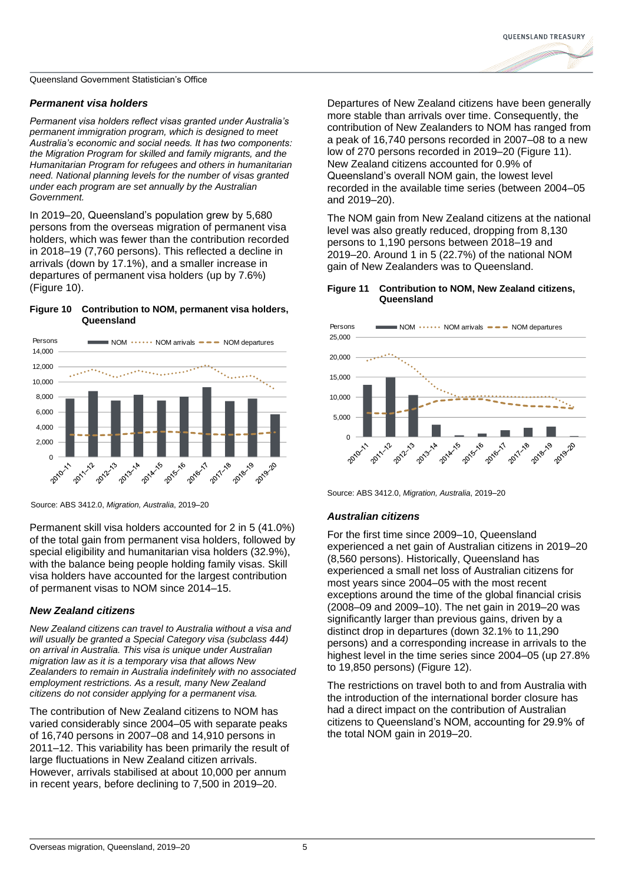### *Permanent visa holders*

*Permanent visa holders reflect visas granted under Australia's permanent immigration program, which is designed to meet Australia's economic and social needs. It has two components: the Migration Program for skilled and family migrants, and the Humanitarian Program for refugees and others in humanitarian need. National planning levels for the number of visas granted under each program are set annually by the Australian Government.*

In 2019–20, Queensland's population grew by 5,680 persons from the overseas migration of permanent visa holders, which was fewer than the contribution recorded in 2018–19 (7,760 persons). This reflected a decline in arrivals (down by 17.1%), and a smaller increase in departures of permanent visa holders (up by 7.6%) (Figure 10).

**Figure 10 Contribution to NOM, permanent visa holders, Queensland**

Source: ABS 3412.0, *Migration, Australia*, 2019–20

Permanent skill visa holders accounted for 2 in 5 (41.0%) of the total gain from permanent visa holders, followed by special eligibility and humanitarian visa holders (32.9%), with the balance being people holding family visas. Skill visa holders have accounted for the largest contribution of permanent visas to NOM since 2014–15.

### *New Zealand citizens*

*New Zealand citizens can travel to Australia without a visa and will usually be granted a Special Category visa (subclass 444) on arrival in Australia. This visa is unique under Australian migration law as it is a temporary visa that allows New Zealanders to remain in Australia indefinitely with no associated employment restrictions. As a result, many New Zealand citizens do not consider applying for a permanent visa.*

The contribution of New Zealand citizens to NOM has varied considerably since 2004–05 with separate peaks of 16,740 persons in 2007–08 and 14,910 persons in 2011–12. This variability has been primarily the result of large fluctuations in New Zealand citizen arrivals. However, arrivals stabilised at about 10,000 per annum in recent years, before declining to 7,500 in 2019–20.

Departures of New Zealand citizens have been generally more stable than arrivals over time. Consequently, the contribution of New Zealanders to NOM has ranged from a peak of 16,740 persons recorded in 2007–08 to a new low of 270 persons recorded in 2019–20 (Figure 11). New Zealand citizens accounted for 0.9% of Queensland's overall NOM gain, the lowest level recorded in the available time series (between 2004–05 and 2019–20).

The NOM gain from New Zealand citizens at the national level was also greatly reduced, dropping from 8,130 persons to 1,190 persons between 2018–19 and 2019–20. Around 1 in 5 (22.7%) of the national NOM gain of New Zealanders was to Queensland.

**Figure 11 Contribution to NOM, New Zealand citizens, Queensland**

Source: ABS 3412.0, *Migration, Australia*, 2019–20

### *Australian citizens*

For the first time since 2009–10, Queensland experienced a net gain of Australian citizens in 2019–20 (8,560 persons). Historically, Queensland has experienced a small net loss of Australian citizens for most years since 2004–05 with the most recent exceptions around the time of the global financial crisis (2008–09 and 2009–10). The net gain in 2019–20 was significantly larger than previous gains, driven by a distinct drop in departures (down 32.1% to 11,290 persons) and a corresponding increase in arrivals to the highest level in the time series since 2004–05 (up 27.8% to 19,850 persons) (Figure 12).

The restrictions on travel both to and from Australia with the introduction of the international border closure has had a direct impact on the contribution of Australian citizens to Queensland's NOM, accounting for 29.9% of the total NOM gain in 2019–20.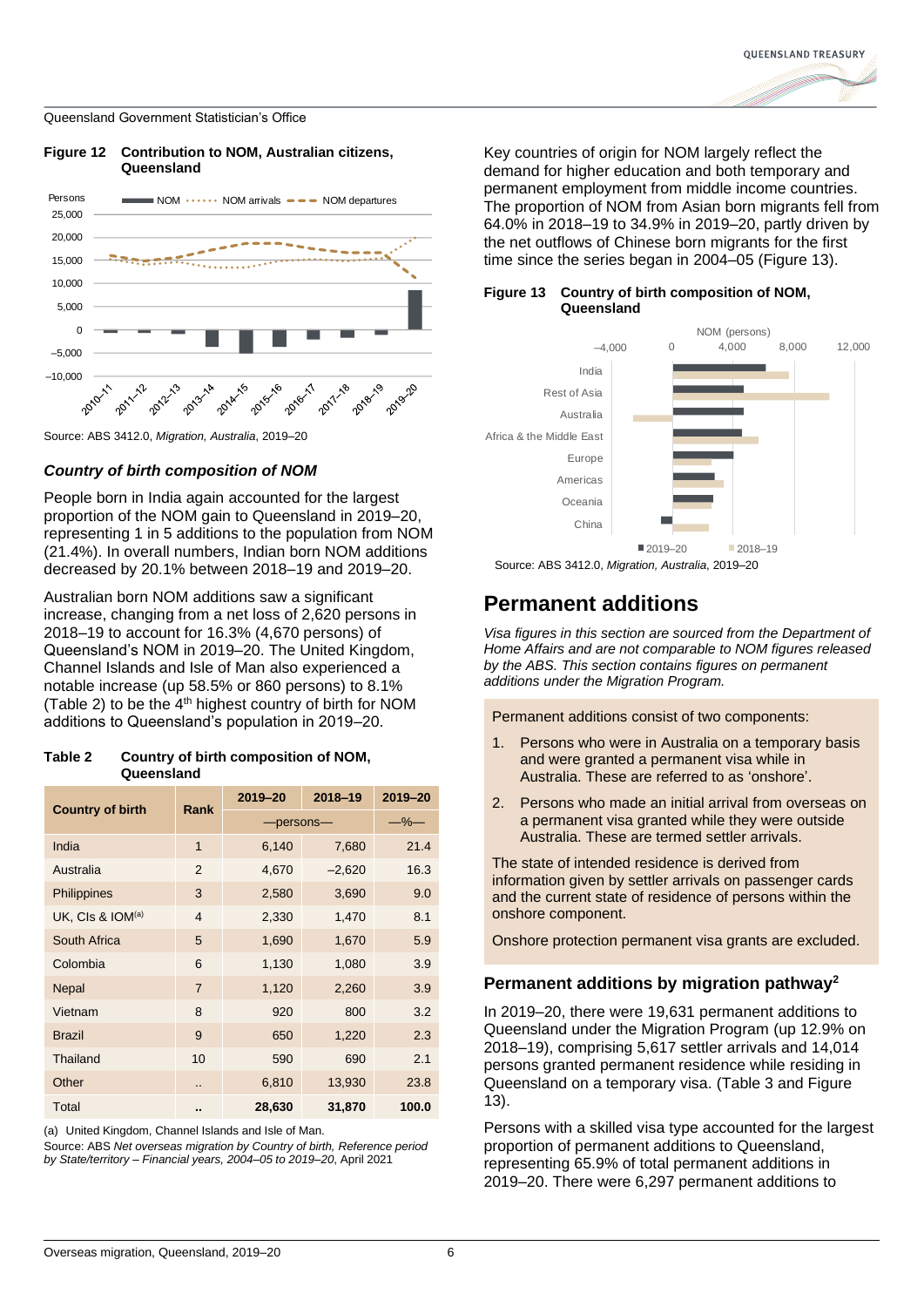Queensland Government Statistician's Office

**Figure 12 Contribution to NOM, Australian citizens, Queensland**

Source: ABS 3412.0, *Migration, Australia*, 2019–20

### *Country of birth composition of NOM*

People born in India again accounted for the largest proportion of the NOM gain to Queensland in 2019–20, representing 1 in 5 additions to the population from NOM (21.4%). In overall numbers, Indian born NOM additions decreased by 20.1% between 2018–19 and 2019–20.

Australian born NOM additions saw a significant increase, changing from a net loss of 2,620 persons in 2018–19 to account for 16.3% (4,670 persons) of Queensland's NOM in 2019–20. The United Kingdom, Channel Islands and Isle of Man also experienced a notable increase (up 58.5% or 860 persons) to 8.1% (Table 2) to be the 4th highest country of birth for NOM additions to Queensland's population in 2019–20.

**Table 2 Country of birth composition of NOM, Queensland**

| Country of birth | Rank | 2019–20 | 2018–19 | 2019–20 |
|---|---|---|---|---|
| | | —persons— | | —%— |
| India | 1 | 6,140 | 7,680 | 21.4 |
| Australia | 2 | 4,670 | −2,620 | 16.3 |
| Philippines | 3 | 2,580 | 3,690 | 9.0 |
| UK, CIs & IOM(a) | 4 | 2,330 | 1,470 | 8.1 |
| South Africa | 5 | 1,690 | 1,670 | 5.9 |
| Colombia | 6 | 1,130 | 1,080 | 3.9 |
| Nepal | 7 | 1,120 | 2,260 | 3.9 |
| Vietnam | 8 | 920 | 800 | 3.2 |
| Brazil | 9 | 650 | 1,220 | 2.3 |
| Thailand | 10 | 590 | 690 | 2.1 |
| Other | .. | 6,810 | 13,930 | 23.8 |
| Total | .. | **28,630** | **31,870** | **100.0** |

(a) United Kingdom, Channel Islands and Isle of Man.
Source: ABS *Net overseas migration by Country of birth, Reference period by State/territory – Financial years, 2004–05 to 2019–20*, April 2021

Key countries of origin for NOM largely reflect the demand for higher education and both temporary and permanent employment from middle income countries. The proportion of NOM from Asian born migrants fell from 64.0% in 2018–19 to 34.9% in 2019–20, partly driven by the net outflows of Chinese born migrants for the first time since the series began in 2004–05 (Figure 13).

**Figure 13 Country of birth composition of NOM, Queensland**

Source: ABS 3412.0, *Migration, Australia*, 2019–20

## Permanent additions

*Visa figures in this section are sourced from the Department of Home Affairs and are not comparable to NOM figures released by the ABS. This section contains figures on permanent additions under the Migration Program.*

Permanent additions consist of two components:

1. Persons who were in Australia on a temporary basis and were granted a permanent visa while in Australia. These are referred to as 'onshore'.
2. Persons who made an initial arrival from overseas on a permanent visa granted while they were outside Australia. These are termed settler arrivals.

The state of intended residence is derived from information given by settler arrivals on passenger cards and the current state of residence of persons within the onshore component.

Onshore protection permanent visa grants are excluded.

### Permanent additions by migration pathway[2]

In 2019–20, there were 19,631 permanent additions to Queensland under the Migration Program (up 12.9% on 2018–19), comprising 5,617 settler arrivals and 14,014 persons granted permanent residence while residing in Queensland on a temporary visa. (Table 3 and Figure 13).

Persons with a skilled visa type accounted for the largest proportion of permanent additions to Queensland, representing 65.9% of total permanent additions in 2019–20. There were 6,297 permanent additions to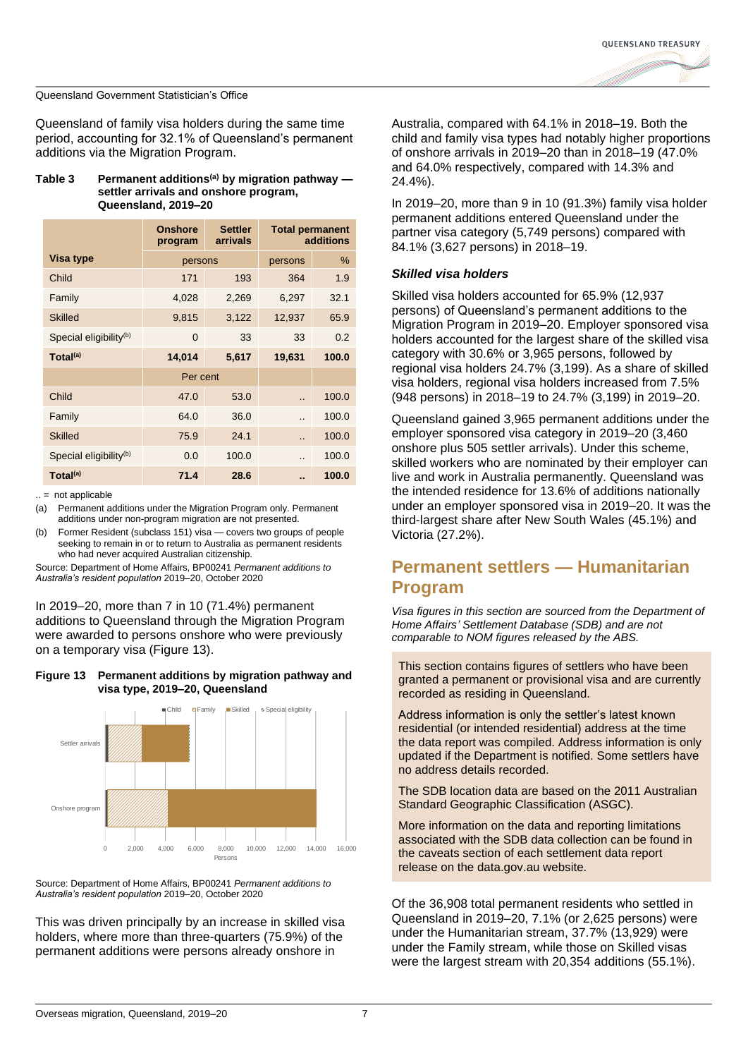Queensland of family visa holders during the same time period, accounting for 32.1% of Queensland's permanent additions via the Migration Program.

**Table 3 Permanent additions(a) by migration pathway — settler arrivals and onshore program, Queensland, 2019–20**

| Visa type | Onshore program | Settler arrivals | Total permanent additions | |
|---|---|---|---|---|
| | persons | | persons | % |
| Child | 171 | 193 | 364 | 1.9 |
| Family | 4,028 | 2,269 | 6,297 | 32.1 |
| Skilled | 9,815 | 3,122 | 12,937 | 65.9 |
| Special eligibility(b) | 0 | 33 | 33 | 0.2 |
| **Total(a)** | **14,014** | **5,617** | **19,631** | **100.0** |
| | Per cent | | | |
| Child | 47.0 | 53.0 | .. | 100.0 |
| Family | 64.0 | 36.0 | .. | 100.0 |
| Skilled | 75.9 | 24.1 | .. | 100.0 |
| Special eligibility(b) | 0.0 | 100.0 | .. | 100.0 |
| **Total(a)** | **71.4** | **28.6** | **..** | **100.0** |

.. = not applicable

(a) Permanent additions under the Migration Program only. Permanent additions under non-program migration are not presented.

(b) Former Resident (subclass 151) visa — covers two groups of people seeking to remain in or to return to Australia as permanent residents who had never acquired Australian citizenship.

Source: Department of Home Affairs, BP00241 *Permanent additions to Australia's resident population* 2019–20, October 2020

In 2019–20, more than 7 in 10 (71.4%) permanent additions to Queensland through the Migration Program were awarded to persons onshore who were previously on a temporary visa (Figure 13).

**Figure 13 Permanent additions by migration pathway and visa type, 2019–20, Queensland**

Source: Department of Home Affairs, BP00241 *Permanent additions to Australia's resident population* 2019–20, October 2020

This was driven principally by an increase in skilled visa holders, where more than three-quarters (75.9%) of the permanent additions were persons already onshore in Australia, compared with 64.1% in 2018–19. Both the child and family visa types had notably higher proportions of onshore arrivals in 2019–20 than in 2018–19 (47.0% and 64.0% respectively, compared with 14.3% and 24.4%).

In 2019–20, more than 9 in 10 (91.3%) family visa holder permanent additions entered Queensland under the partner visa category (5,749 persons) compared with 84.1% (3,627 persons) in 2018–19.

### *Skilled visa holders*

Skilled visa holders accounted for 65.9% (12,937 persons) of Queensland's permanent additions to the Migration Program in 2019–20. Employer sponsored visa holders accounted for the largest share of the skilled visa category with 30.6% or 3,965 persons, followed by regional visa holders 24.7% (3,199). As a share of skilled visa holders, regional visa holders increased from 7.5% (948 persons) in 2018–19 to 24.7% (3,199) in 2019–20.

Queensland gained 3,965 permanent additions under the employer sponsored visa category in 2019–20 (3,460 onshore plus 505 settler arrivals). Under this scheme, skilled workers who are nominated by their employer can live and work in Australia permanently. Queensland was the intended residence for 13.6% of additions nationally under an employer sponsored visa in 2019–20. It was the third-largest share after New South Wales (45.1%) and Victoria (27.2%).

## Permanent settlers — Humanitarian Program

*Visa figures in this section are sourced from the Department of Home Affairs' Settlement Database (SDB) and are not comparable to NOM figures released by the ABS.*

This section contains figures of settlers who have been granted a permanent or provisional visa and are currently recorded as residing in Queensland.

Address information is only the settler's latest known residential (or intended residential) address at the time the data report was compiled. Address information is only updated if the Department is notified. Some settlers have no address details recorded.

The SDB location data are based on the 2011 Australian Standard Geographic Classification (ASGC).

More information on the data and reporting limitations associated with the SDB data collection can be found in the caveats section of each settlement data report release on the data.gov.au website.

Of the 36,908 total permanent residents who settled in Queensland in 2019–20, 7.1% (or 2,625 persons) were under the Humanitarian stream, 37.7% (13,929) were under the Family stream, while those on Skilled visas were the largest stream with 20,354 additions (55.1%).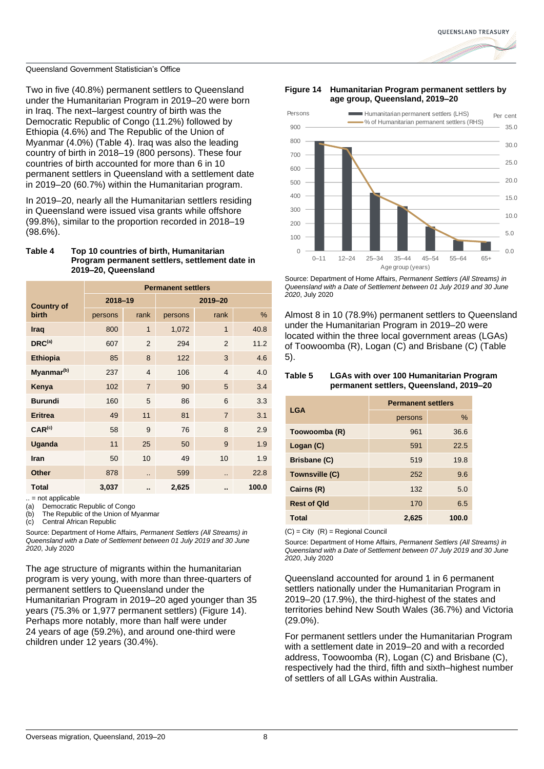Queensland Government Statistician's Office

Two in five (40.8%) permanent settlers to Queensland under the Humanitarian Program in 2019–20 were born in Iraq. The next–largest country of birth was the Democratic Republic of Congo (11.2%) followed by Ethiopia (4.6%) and The Republic of the Union of Myanmar (4.0%) (Table 4). Iraq was also the leading country of birth in 2018–19 (800 persons). These four countries of birth accounted for more than 6 in 10 permanent settlers in Queensland with a settlement date in 2019–20 (60.7%) within the Humanitarian program.

In 2019–20, nearly all the Humanitarian settlers residing in Queensland were issued visa grants while offshore (99.8%), similar to the proportion recorded in 2018–19 (98.6%).

**Table 4 Top 10 countries of birth, Humanitarian Program permanent settlers, settlement date in 2019–20, Queensland**

| Country of birth | Permanent settlers | | | | |
|---|---|---|---|---|---|
| | 2018–19 | | 2019–20 | | |
| | persons | rank | persons | rank | % |
| **Iraq** | 800 | 1 | 1,072 | 1 | 40.8 |
| **DRC[a]** | 607 | 2 | 294 | 2 | 11.2 |
| **Ethiopia** | 85 | 8 | 122 | 3 | 4.6 |
| **Myanmar[b]** | 237 | 4 | 106 | 4 | 4.0 |
| **Kenya** | 102 | 7 | 90 | 5 | 3.4 |
| **Burundi** | 160 | 5 | 86 | 6 | 3.3 |
| **Eritrea** | 49 | 11 | 81 | 7 | 3.1 |
| **CAR[c]** | 58 | 9 | 76 | 8 | 2.9 |
| **Uganda** | 11 | 25 | 50 | 9 | 1.9 |
| **Iran** | 50 | 10 | 49 | 10 | 1.9 |
| **Other** | 878 | .. | 599 | .. | 22.8 |
| **Total** | **3,037** | **..** | **2,625** | **..** | **100.0** |

.. = not applicable
(a) Democratic Republic of Congo
(b) The Republic of the Union of Myanmar
(c) Central African Republic

Source: Department of Home Affairs, *Permanent Settlers (All Streams) in Queensland with a Date of Settlement between 01 July 2019 and 30 June 2020*, July 2020

The age structure of migrants within the humanitarian program is very young, with more than three-quarters of permanent settlers to Queensland under the Humanitarian Program in 2019–20 aged younger than 35 years (75.3% or 1,977 permanent settlers) (Figure 14). Perhaps more notably, more than half were under 24 years of age (59.2%), and around one-third were children under 12 years (30.4%).

**Figure 14 Humanitarian Program permanent settlers by age group, Queensland, 2019–20**

Source: Department of Home Affairs, *Permanent Settlers (All Streams) in Queensland with a Date of Settlement between 01 July 2019 and 30 June 2020*, July 2020

Almost 8 in 10 (78.9%) permanent settlers to Queensland under the Humanitarian Program in 2019–20 were located within the three local government areas (LGAs) of Toowoomba (R), Logan (C) and Brisbane (C) (Table 5).

**Table 5 LGAs with over 100 Humanitarian Program permanent settlers, Queensland, 2019–20**

| LGA | Permanent settlers | |
|---|---|---|
| | persons | % |
| **Toowoomba (R)** | 961 | 36.6 |
| **Logan (C)** | 591 | 22.5 |
| **Brisbane (C)** | 519 | 19.8 |
| **Townsville (C)** | 252 | 9.6 |
| **Cairns (R)** | 132 | 5.0 |
| **Rest of Qld** | 170 | 6.5 |
| **Total** | **2,625** | **100.0** |

(C) = City (R) = Regional Council

Source: Department of Home Affairs, *Permanent Settlers (All Streams) in Queensland with a Date of Settlement between 07 July 2019 and 30 June 2020*, July 2020

Queensland accounted for around 1 in 6 permanent settlers nationally under the Humanitarian Program in 2019–20 (17.9%), the third-highest of the states and territories behind New South Wales (36.7%) and Victoria (29.0%).

For permanent settlers under the Humanitarian Program with a settlement date in 2019–20 and with a recorded address, Toowoomba (R), Logan (C) and Brisbane (C), respectively had the third, fifth and sixth–highest number of settlers of all LGAs within Australia.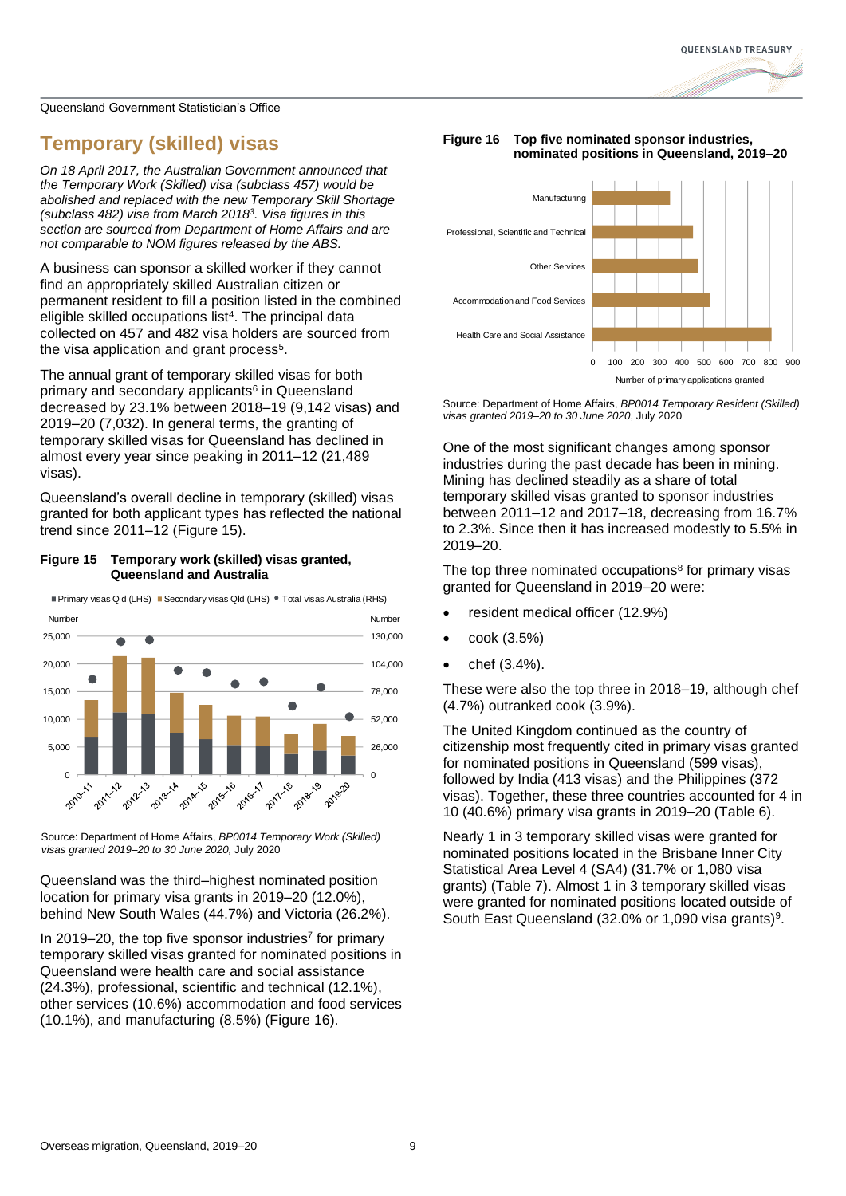# Temporary (skilled) visas

*On 18 April 2017, the Australian Government announced that the Temporary Work (Skilled) visa (subclass 457) would be abolished and replaced with the new Temporary Skill Shortage (subclass 482) visa from March 2018[3]. Visa figures in this section are sourced from Department of Home Affairs and are not comparable to NOM figures released by the ABS.*

A business can sponsor a skilled worker if they cannot find an appropriately skilled Australian citizen or permanent resident to fill a position listed in the combined eligible skilled occupations list[4]. The principal data collected on 457 and 482 visa holders are sourced from the visa application and grant process[5].

The annual grant of temporary skilled visas for both primary and secondary applicants[6] in Queensland decreased by 23.1% between 2018–19 (9,142 visas) and 2019–20 (7,032). In general terms, the granting of temporary skilled visas for Queensland has declined in almost every year since peaking in 2011–12 (21,489 visas).

Queensland's overall decline in temporary (skilled) visas granted for both applicant types has reflected the national trend since 2011–12 (Figure 15).

**Figure 15 Temporary work (skilled) visas granted, Queensland and Australia**

Source: Department of Home Affairs, *BP0014 Temporary Work (Skilled) visas granted 2019–20 to 30 June 2020,* July 2020

Queensland was the third–highest nominated position location for primary visa grants in 2019–20 (12.0%), behind New South Wales (44.7%) and Victoria (26.2%).

In 2019–20, the top five sponsor industries[7] for primary temporary skilled visas granted for nominated positions in Queensland were health care and social assistance (24.3%), professional, scientific and technical (12.1%), other services (10.6%) accommodation and food services (10.1%), and manufacturing (8.5%) (Figure 16).

**Figure 16 Top five nominated sponsor industries, nominated positions in Queensland, 2019–20**

Source: Department of Home Affairs, *BP0014 Temporary Resident (Skilled) visas granted 2019–20 to 30 June 2020*, July 2020

One of the most significant changes among sponsor industries during the past decade has been in mining. Mining has declined steadily as a share of total temporary skilled visas granted to sponsor industries between 2011–12 and 2017–18, decreasing from 16.7% to 2.3%. Since then it has increased modestly to 5.5% in 2019–20.

The top three nominated occupations[8] for primary visas granted for Queensland in 2019–20 were:

- resident medical officer (12.9%)
- cook (3.5%)
- chef (3.4%).

These were also the top three in 2018–19, although chef (4.7%) outranked cook (3.9%).

The United Kingdom continued as the country of citizenship most frequently cited in primary visas granted for nominated positions in Queensland (599 visas), followed by India (413 visas) and the Philippines (372 visas). Together, these three countries accounted for 4 in 10 (40.6%) primary visa grants in 2019–20 (Table 6).

Nearly 1 in 3 temporary skilled visas were granted for nominated positions located in the Brisbane Inner City Statistical Area Level 4 (SA4) (31.7% or 1,080 visa grants) (Table 7). Almost 1 in 3 temporary skilled visas were granted for nominated positions located outside of South East Queensland (32.0% or 1,090 visa grants)[9].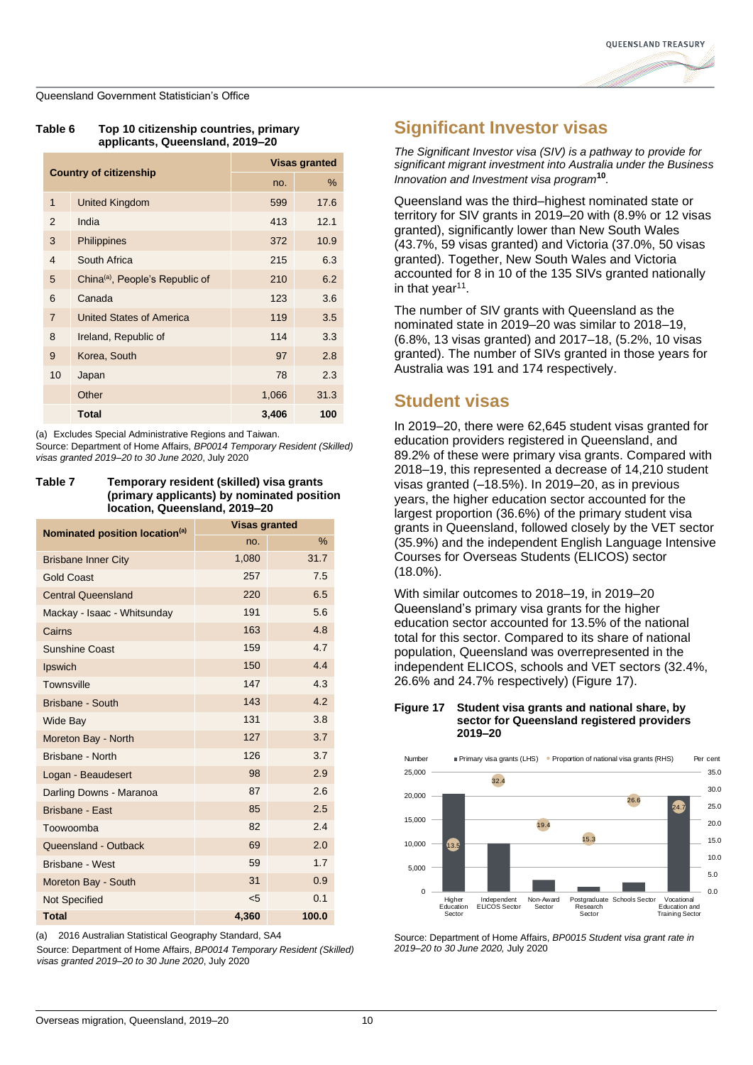**Table 6 Top 10 citizenship countries, primary applicants, Queensland, 2019–20**

| Country of citizenship | | Visas granted | |
|---|---|---|---|
| | | no. | % |
| 1 | United Kingdom | 599 | 17.6 |
| 2 | India | 413 | 12.1 |
| 3 | Philippines | 372 | 10.9 |
| 4 | South Africa | 215 | 6.3 |
| 5 | China[(a)], People's Republic of | 210 | 6.2 |
| 6 | Canada | 123 | 3.6 |
| 7 | United States of America | 119 | 3.5 |
| 8 | Ireland, Republic of | 114 | 3.3 |
| 9 | Korea, South | 97 | 2.8 |
| 10 | Japan | 78 | 2.3 |
| | Other | 1,066 | 31.3 |
| | **Total** | **3,406** | **100** |

(a) Excludes Special Administrative Regions and Taiwan.
Source: Department of Home Affairs, *BP0014 Temporary Resident (Skilled) visas granted 2019–20 to 30 June 2020*, July 2020

**Table 7 Temporary resident (skilled) visa grants (primary applicants) by nominated position location, Queensland, 2019–20**

| Nominated position location[(a)] | Visas granted | |
|---|---|---|
| | no. | % |
| Brisbane Inner City | 1,080 | 31.7 |
| Gold Coast | 257 | 7.5 |
| Central Queensland | 220 | 6.5 |
| Mackay - Isaac - Whitsunday | 191 | 5.6 |
| Cairns | 163 | 4.8 |
| Sunshine Coast | 159 | 4.7 |
| Ipswich | 150 | 4.4 |
| Townsville | 147 | 4.3 |
| Brisbane - South | 143 | 4.2 |
| Wide Bay | 131 | 3.8 |
| Moreton Bay - North | 127 | 3.7 |
| Brisbane - North | 126 | 3.7 |
| Logan - Beaudesert | 98 | 2.9 |
| Darling Downs - Maranoa | 87 | 2.6 |
| Brisbane - East | 85 | 2.5 |
| Toowoomba | 82 | 2.4 |
| Queensland - Outback | 69 | 2.0 |
| Brisbane - West | 59 | 1.7 |
| Moreton Bay - South | 31 | 0.9 |
| Not Specified | <5 | 0.1 |
| **Total** | **4,360** | **100.0** |

(a) 2016 Australian Statistical Geography Standard, SA4
Source: Department of Home Affairs, *BP0014 Temporary Resident (Skilled) visas granted 2019–20 to 30 June 2020*, July 2020

## Significant Investor visas

*The Significant Investor visa (SIV) is a pathway to provide for significant migrant investment into Australia under the Business Innovation and Investment visa program*[10].

Queensland was the third–highest nominated state or territory for SIV grants in 2019–20 with (8.9% or 12 visas granted), significantly lower than New South Wales (43.7%, 59 visas granted) and Victoria (37.0%, 50 visas granted). Together, New South Wales and Victoria accounted for 8 in 10 of the 135 SIVs granted nationally in that year[11].

The number of SIV grants with Queensland as the nominated state in 2019–20 was similar to 2018–19, (6.8%, 13 visas granted) and 2017–18, (5.2%, 10 visas granted). The number of SIVs granted in those years for Australia was 191 and 174 respectively.

## Student visas

In 2019–20, there were 62,645 student visas granted for education providers registered in Queensland, and 89.2% of these were primary visa grants. Compared with 2018–19, this represented a decrease of 14,210 student visas granted (–18.5%). In 2019–20, as in previous years, the higher education sector accounted for the largest proportion (36.6%) of the primary student visa grants in Queensland, followed closely by the VET sector (35.9%) and the independent English Language Intensive Courses for Overseas Students (ELICOS) sector (18.0%).

With similar outcomes to 2018–19, in 2019–20 Queensland's primary visa grants for the higher education sector accounted for 13.5% of the national total for this sector. Compared to its share of national population, Queensland was overrepresented in the independent ELICOS, schools and VET sectors (32.4%, 26.6% and 24.7% respectively) (Figure 17).

**Figure 17 Student visa grants and national share, by sector for Queensland registered providers 2019–20**

Source: Department of Home Affairs, *BP0015 Student visa grant rate in 2019–20 to 30 June 2020*, July 2020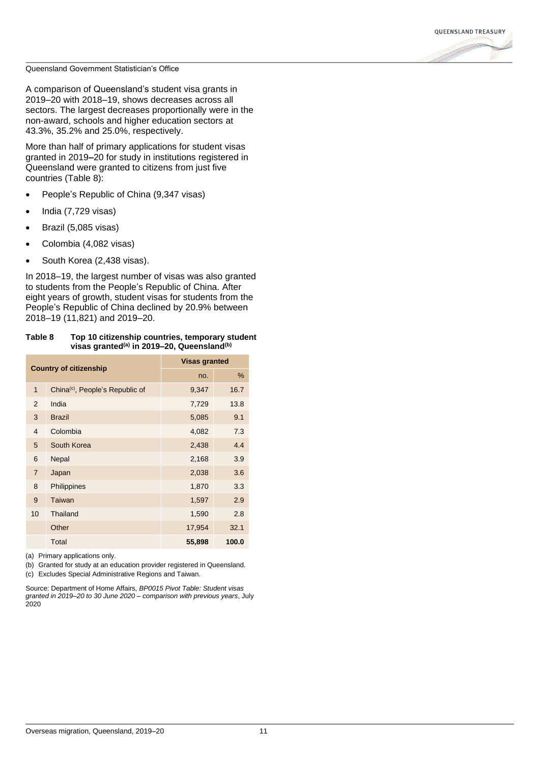A comparison of Queensland's student visa grants in 2019–20 with 2018–19, shows decreases across all sectors. The largest decreases proportionally were in the non-award, schools and higher education sectors at 43.3%, 35.2% and 25.0%, respectively.

More than half of primary applications for student visas granted in 2019–20 for study in institutions registered in Queensland were granted to citizens from just five countries (Table 8):

- People's Republic of China (9,347 visas)
- India (7,729 visas)
- Brazil (5,085 visas)
- Colombia (4,082 visas)
- South Korea (2,438 visas).

In 2018–19, the largest number of visas was also granted to students from the People's Republic of China. After eight years of growth, student visas for students from the People's Republic of China declined by 20.9% between 2018–19 (11,821) and 2019–20.

**Table 8 Top 10 citizenship countries, temporary student visas granted[(a)] in 2019–20, Queensland[(b)]**

| | Country of citizenship | Visas granted | |
|---|---|---|---|
| | | no. | % |
| 1 | China[(c)], People's Republic of | 9,347 | 16.7 |
| 2 | India | 7,729 | 13.8 |
| 3 | Brazil | 5,085 | 9.1 |
| 4 | Colombia | 4,082 | 7.3 |
| 5 | South Korea | 2,438 | 4.4 |
| 6 | Nepal | 2,168 | 3.9 |
| 7 | Japan | 2,038 | 3.6 |
| 8 | Philippines | 1,870 | 3.3 |
| 9 | Taiwan | 1,597 | 2.9 |
| 10 | Thailand | 1,590 | 2.8 |
| | Other | 17,954 | 32.1 |
| | Total | **55,898** | **100.0** |

(a) Primary applications only.

(b) Granted for study at an education provider registered in Queensland.

(c) Excludes Special Administrative Regions and Taiwan.

Source: Department of Home Affairs, *BP0015 Pivot Table: Student visas granted in 2019–20 to 30 June 2020 – comparison with previous years*, July 2020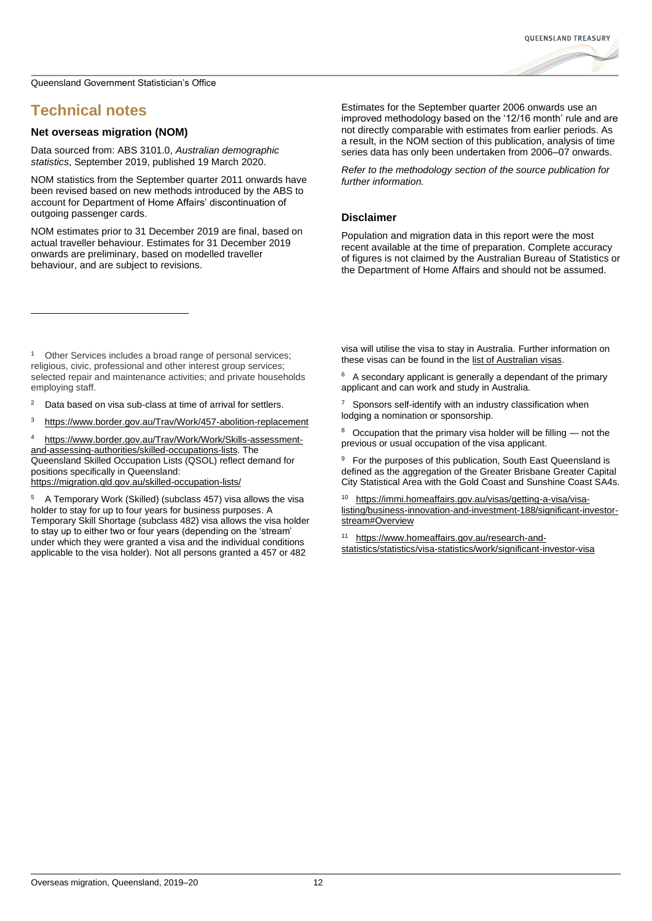# Technical notes

## Net overseas migration (NOM)

Data sourced from: ABS 3101.0, *Australian demographic statistics*, September 2019, published 19 March 2020.

NOM statistics from the September quarter 2011 onwards have been revised based on new methods introduced by the ABS to account for Department of Home Affairs' discontinuation of outgoing passenger cards.

NOM estimates prior to 31 December 2019 are final, based on actual traveller behaviour. Estimates for 31 December 2019 onwards are preliminary, based on modelled traveller behaviour, and are subject to revisions.

Estimates for the September quarter 2006 onwards use an improved methodology based on the '12/16 month' rule and are not directly comparable with estimates from earlier periods. As a result, in the NOM section of this publication, analysis of time series data has only been undertaken from 2006–07 onwards.

*Refer to the methodology section of the source publication for further information.*

## Disclaimer

Population and migration data in this report were the most recent available at the time of preparation. Complete accuracy of figures is not claimed by the Australian Bureau of Statistics or the Department of Home Affairs and should not be assumed.

---

[1] Other Services includes a broad range of personal services; religious, civic, professional and other interest group services; selected repair and maintenance activities; and private households employing staff.

[2] Data based on visa sub-class at time of arrival for settlers.

[3] https://www.border.gov.au/Trav/Work/457-abolition-replacement

[4] https://www.border.gov.au/Trav/Work/Work/Skills-assessment-and-assessing-authorities/skilled-occupations-lists. The Queensland Skilled Occupation Lists (QSOL) reflect demand for positions specifically in Queensland: https://migration.qld.gov.au/skilled-occupation-lists/

[5] A Temporary Work (Skilled) (subclass 457) visa allows the visa holder to stay for up to four years for business purposes. A Temporary Skill Shortage (subclass 482) visa allows the visa holder to stay up to either two or four years (depending on the 'stream' under which they were granted a visa and the individual conditions applicable to the visa holder). Not all persons granted a 457 or 482 visa will utilise the visa to stay in Australia. Further information on these visas can be found in the list of Australian visas.

[6] A secondary applicant is generally a dependant of the primary applicant and can work and study in Australia.

[7] Sponsors self-identify with an industry classification when lodging a nomination or sponsorship.

[8] Occupation that the primary visa holder will be filling — not the previous or usual occupation of the visa applicant.

[9] For the purposes of this publication, South East Queensland is defined as the aggregation of the Greater Brisbane Greater Capital City Statistical Area with the Gold Coast and Sunshine Coast SA4s.

[10] https://immi.homeaffairs.gov.au/visas/getting-a-visa/visa-listing/business-innovation-and-investment-188/significant-investor-stream#Overview

[11] https://www.homeaffairs.gov.au/research-and-statistics/statistics/visa-statistics/work/significant-investor-visa